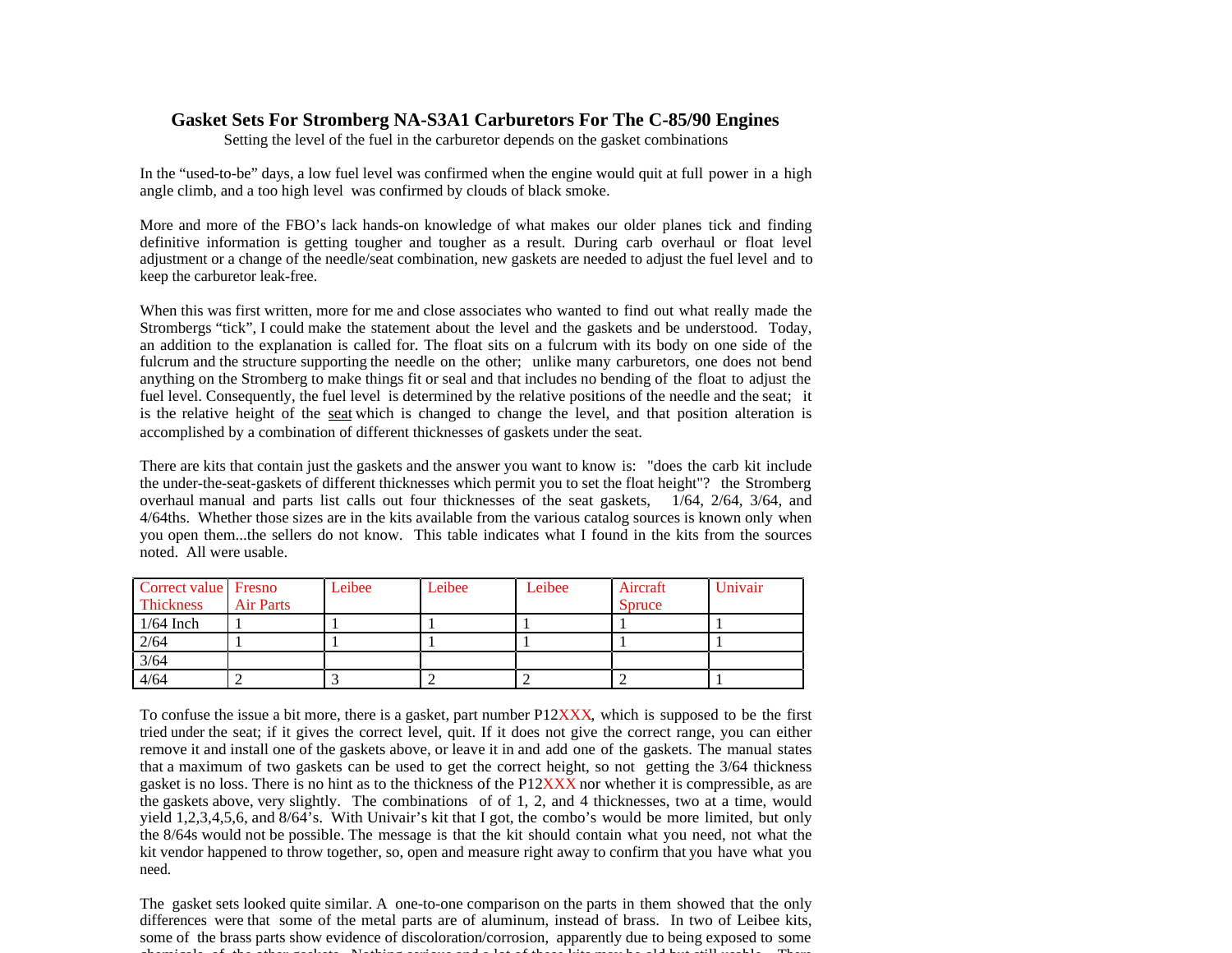# Gasket Sets For Stromberg NA-S3A1 Carburetors For The C-85/90 Engines

Setting the level of the fuel in the carburetor depends on the gasket combinations

In the "used-to-be" days, a low fuel level was confirmed when the engine would quit at full power in a high angle climb, and a too high level was confirmed by clouds of black smoke.

More and more of the FBO's lack hands-on knowledge of what makes our older planes tick and finding definitive information is getting tougher and tougher as a result. During carb overhaul or float level adjustment or a change of the needle/seat combination, new gaskets are needed to adjust the fuel level and to keep the carburetor leak-free.

When this was first written, more for me and close associates who wanted to find out what really made the Strombergs "tick", I could make the statement about the level and the gaskets and be understood. Today, an addition to the explanation is called for. The float sits on a fulcrum with its body on one side of the fulcrum and the structure supporting the needle on the other; unlike many carburetors, one does not bend anything on the Stromberg to make things fit or seal and that includes no bending of the float to adjust the fuel level. Consequently, the fuel level is determined by the relative positions of the needle and the seat; it is the relative height of the seat which is changed to change the level, and that position alteration is accomplished by a combination of different thicknesses of gaskets under the seat.

There are kits that contain just the gaskets and the answer you want to know is: "does the carb kit include the under-the-seat-gaskets of different thicknesses which permit you to set the float height"? the Stromberg overhaul manual and parts list calls out four thicknesses of the seat gaskets, 1/64, 2/64, 3/64, and 4/64ths. Whether those sizes are in the kits available from the various catalog sources is known only when you open them...the sellers do not know. This table indicates what I found in the kits from the sources noted. All were usable.

| Correct value Thickness | Fresno Air Parts | Leibee | Leibee | Leibee | Aircraft Spruce | Univair |
|---|---|---|---|---|---|---|
| 1/64 Inch | 1 | 1 | 1 | 1 | 1 | 1 |
| 2/64 | 1 | 1 | 1 | 1 | 1 | 1 |
| 3/64 | | | | | | |
| 4/64 | 2 | 3 | 2 | 2 | 2 | 1 |

To confuse the issue a bit more, there is a gasket, part number P12XXX, which is supposed to be the first tried under the seat; if it gives the correct level, quit. If it does not give the correct range, you can either remove it and install one of the gaskets above, or leave it in and add one of the gaskets. The manual states that a maximum of two gaskets can be used to get the correct height, so not getting the 3/64 thickness gasket is no loss. There is no hint as to the thickness of the P12XXX nor whether it is compressible, as are the gaskets above, very slightly. The combinations of of 1, 2, and 4 thicknesses, two at a time, would yield 1,2,3,4,5,6, and 8/64's. With Univair's kit that I got, the combo's would be more limited, but only the 8/64s would not be possible. The message is that the kit should contain what you need, not what the kit vendor happened to throw together, so, open and measure right away to confirm that you have what you need.

The gasket sets looked quite similar. A one-to-one comparison on the parts in them showed that the only differences were that some of the metal parts are of aluminum, instead of brass. In two of Leibee kits, some of the brass parts show evidence of discoloration/corrosion, apparently due to being exposed to some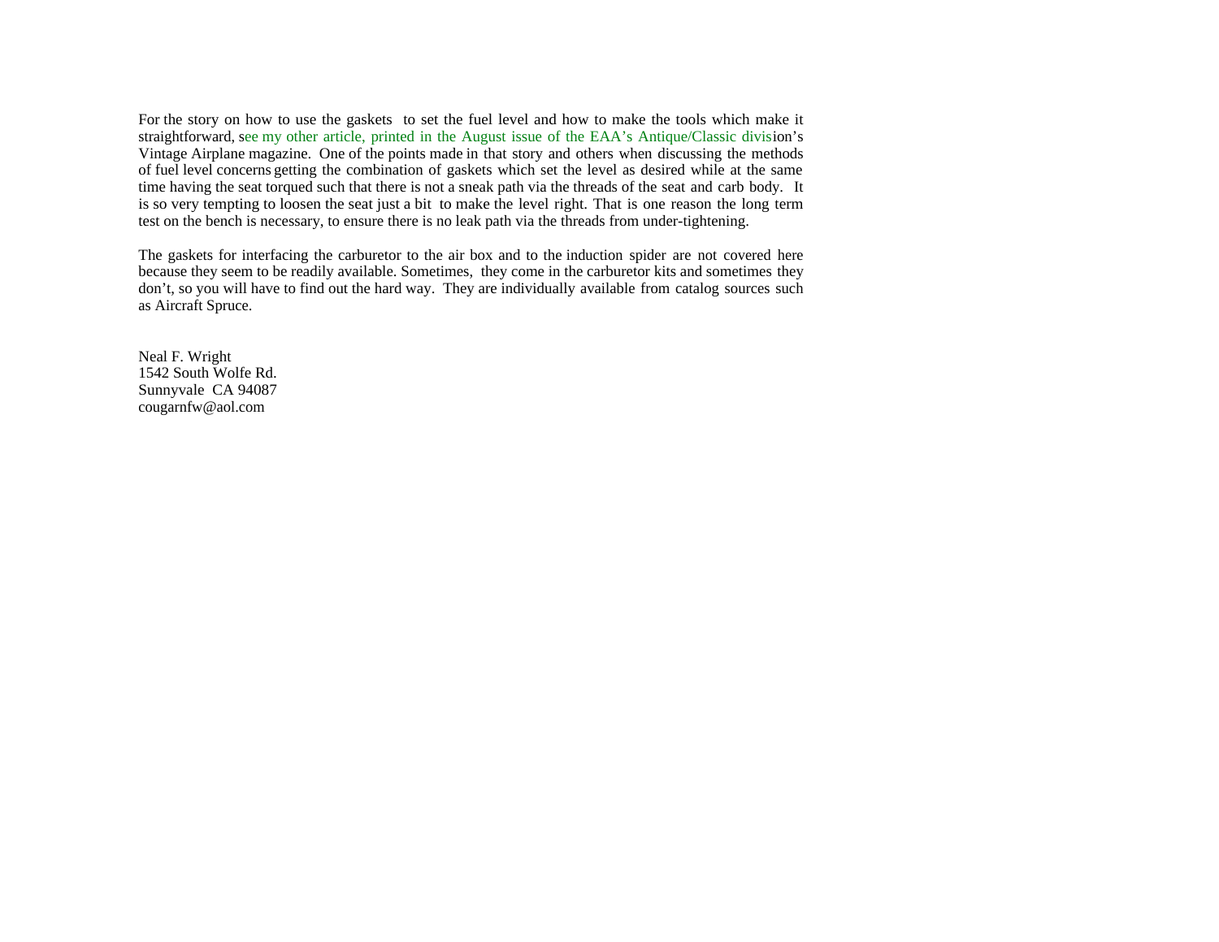For the story on how to use the gaskets to set the fuel level and how to make the tools which make it straightforward, see my other article, printed in the August issue of the EAA's Antique/Classic division's Vintage Airplane magazine. One of the points made in that story and others when discussing the methods of fuel level concerns getting the combination of gaskets which set the level as desired while at the same time having the seat torqued such that there is not a sneak path via the threads of the seat and carb body. It is so very tempting to loosen the seat just a bit to make the level right. That is one reason the long term test on the bench is necessary, to ensure there is no leak path via the threads from under-tightening.

The gaskets for interfacing the carburetor to the air box and to the induction spider are not covered here because they seem to be readily available. Sometimes, they come in the carburetor kits and sometimes they don't, so you will have to find out the hard way. They are individually available from catalog sources such as Aircraft Spruce.

Neal F. Wright  
1542 South Wolfe Rd.  
Sunnyvale CA 94087  
cougarnfw@aol.com